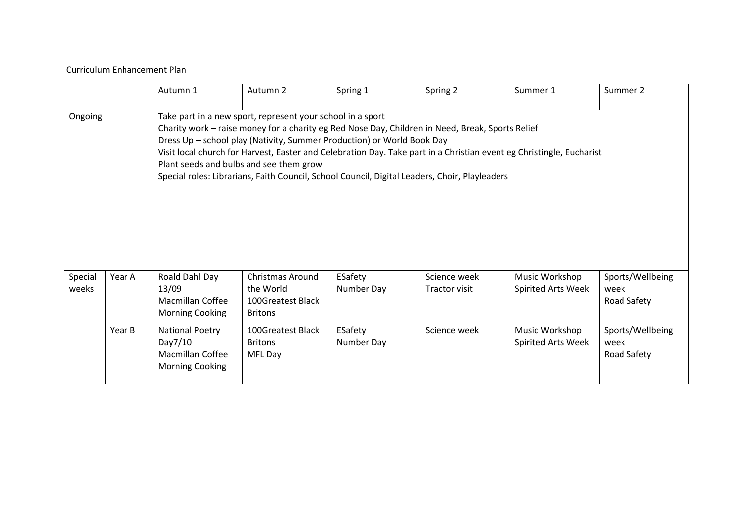Curriculum Enhancement Plan

| | | Autumn 1 | Autumn 2 | Spring 1 | Spring 2 | Summer 1 | Summer 2 |
|---|---|---|---|---|---|---|---|
| Ongoing | | Take part in a new sport, represent your school in a sport<br>Charity work – raise money for a charity eg Red Nose Day, Children in Need, Break, Sports Relief<br>Dress Up – school play (Nativity, Summer Production) or World Book Day<br>Visit local church for Harvest, Easter and Celebration Day. Take part in a Christian event eg Christingle, Eucharist<br>Plant seeds and bulbs and see them grow<br>Special roles: Librarians, Faith Council, School Council, Digital Leaders, Choir, Playleaders | | | | | |
| Special weeks | Year A | Roald Dahl Day 13/09<br>Macmillan Coffee Morning Cooking | Christmas Around the World<br>100Greatest Black Britons | ESafety<br>Number Day | Science week<br>Tractor visit | Music Workshop<br>Spirited Arts Week | Sports/Wellbeing week<br>Road Safety |
| | Year B | National Poetry Day7/10<br>Macmillan Coffee Morning Cooking | 100Greatest Black Britons<br>MFL Day | ESafety<br>Number Day | Science week | Music Workshop<br>Spirited Arts Week | Sports/Wellbeing week<br>Road Safety |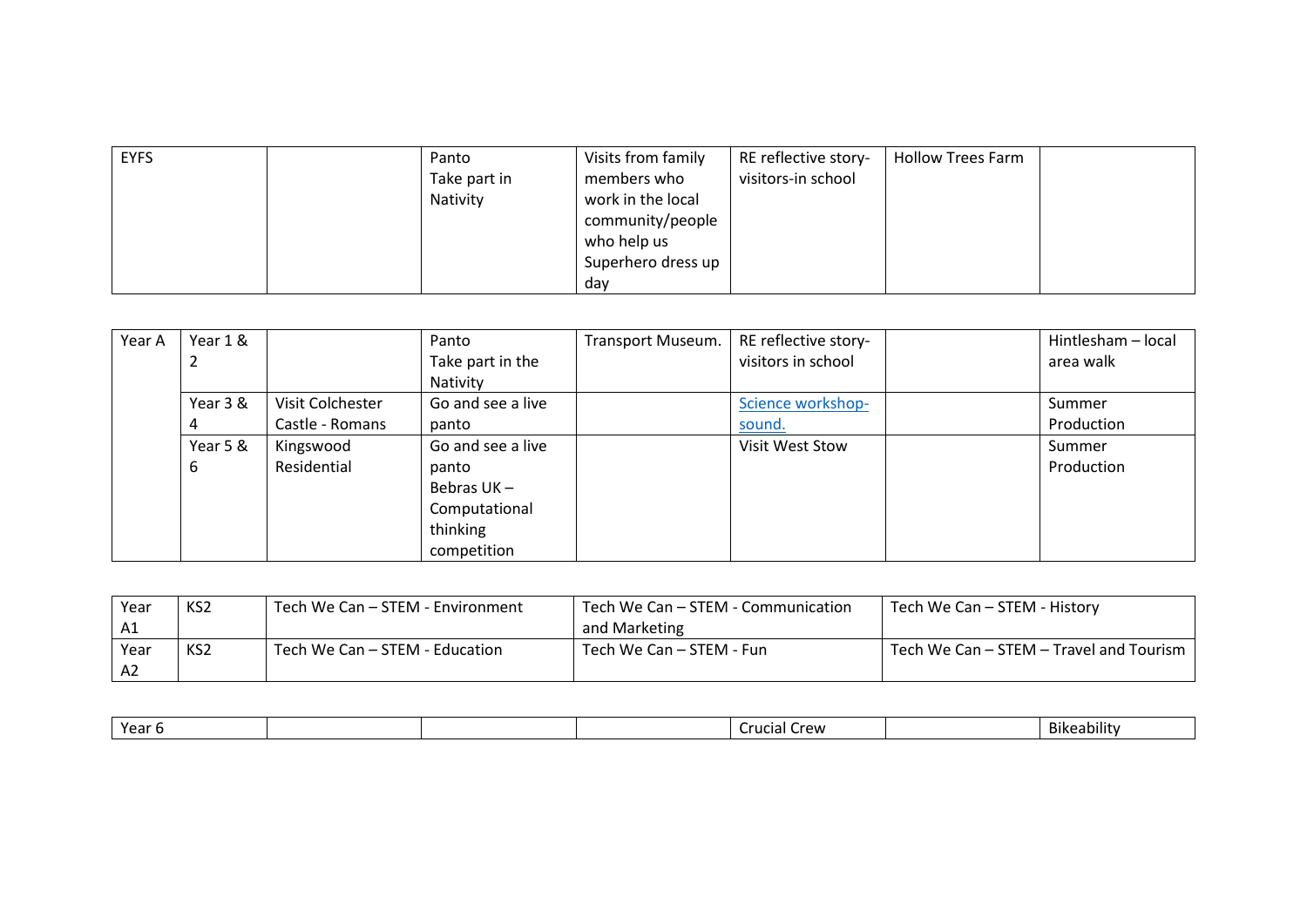| EYFS | | Panto<br>Take part in Nativity | Visits from family members who work in the local community/people who help us<br>Superhero dress up day | RE reflective story-visitors-in school | Hollow Trees Farm | |
|---|---|---|---|---|---|---|

| Year A | Year 1 & 2 | | Panto<br>Take part in the Nativity | Transport Museum. | RE reflective story-visitors in school | | Hintlesham – local area walk |
|---|---|---|---|---|---|---|---|
| | Year 3 & 4 | Visit Colchester Castle - Romans | Go and see a live panto | | [Science workshop-sound.]() | | Summer Production |
| | Year 5 & 6 | Kingswood Residential | Go and see a live panto<br>Bebras UK – Computational thinking competition | | Visit West Stow | | Summer Production |

| Year A1 | KS2 | Tech We Can – STEM - Environment | Tech We Can – STEM - Communication and Marketing | Tech We Can – STEM - History |
|---|---|---|---|---|
| Year A2 | KS2 | Tech We Can – STEM - Education | Tech We Can – STEM - Fun | Tech We Can – STEM – Travel and Tourism |

| Year 6 | | | | Crucial Crew | | Bikeability |
|---|---|---|---|---|---|---|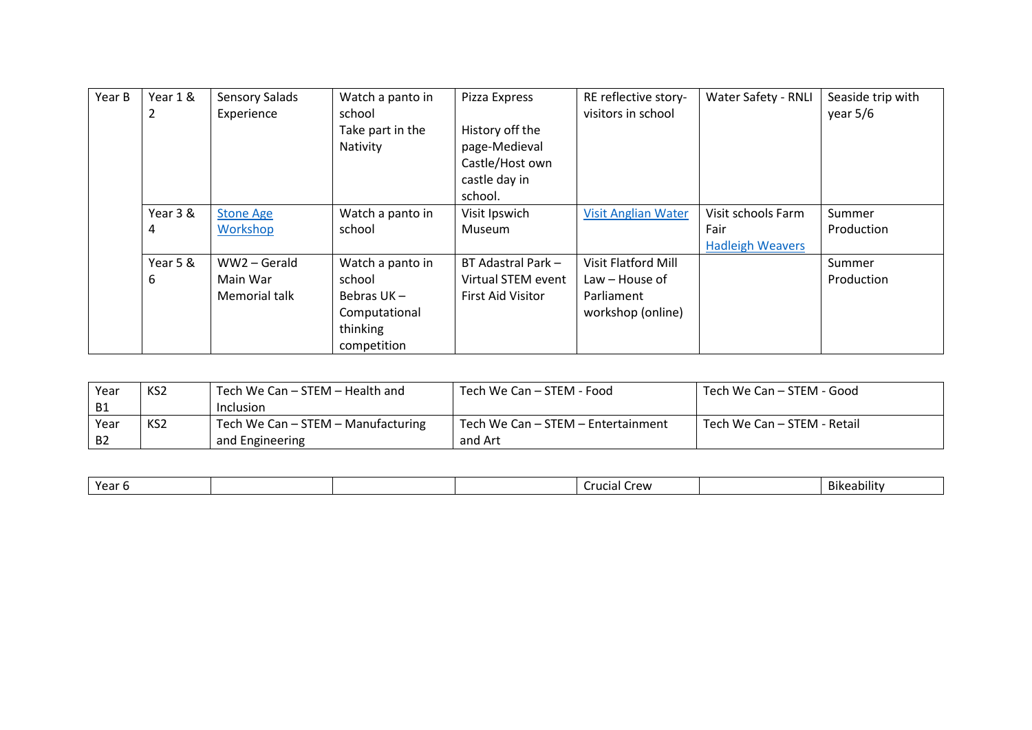| | | | | | | | |
|---|---|---|---|---|---|---|---|
| Year B | Year 1 & 2 | Sensory Salads Experience | Watch a panto in school<br>Take part in the Nativity | Pizza Express<br><br>History off the page-Medieval Castle/Host own castle day in school. | RE reflective story-visitors in school | Water Safety - RNLI | Seaside trip with year 5/6 |
| | Year 3 & 4 | Stone Age Workshop | Watch a panto in school | Visit Ipswich Museum | Visit Anglian Water | Visit schools Farm Fair<br>Hadleigh Weavers | Summer Production |
| | Year 5 & 6 | WW2 – Gerald Main War Memorial talk | Watch a panto in school<br>Bebras UK – Computational thinking competition | BT Adastral Park – Virtual STEM event<br>First Aid Visitor | Visit Flatford Mill<br>Law – House of Parliament workshop (online) | | Summer Production |

| | | | | |
|---|---|---|---|---|
| Year B1 | KS2 | Tech We Can – STEM – Health and Inclusion | Tech We Can – STEM - Food | Tech We Can – STEM - Good |
| Year B2 | KS2 | Tech We Can – STEM – Manufacturing and Engineering | Tech We Can – STEM – Entertainment and Art | Tech We Can – STEM - Retail |

| | | | | | | |
|---|---|---|---|---|---|---|
| Year 6 | | | | Crucial Crew | | Bikeability |